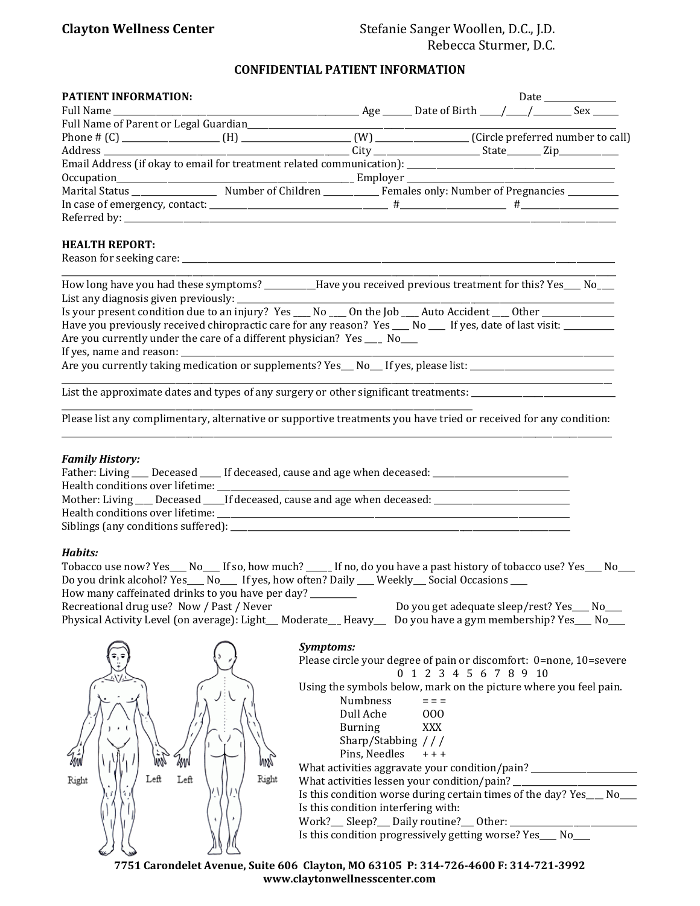**Clayton Wellness Center** Stefanie Sanger Woollen, D.C., J.D.
Rebecca Sturmer, D.C.

## CONFIDENTIAL PATIENT INFORMATION

**PATIENT INFORMATION:** Date ________________

Full Name ____________________________________________ Age ______ Date of Birth _____/_____/________ Sex ______

Full Name of Parent or Legal Guardian________________________________________________________________

Phone # (C) ______________________ (H) _________________________ (W) ____________________ (Circle preferred number to call)

Address ___________________________________________ City _______________________ State_______ Zip_____________

Email Address (if okay to email for treatment related communication): ____________________________________________

Occupation_________________________________________________ Employer ___________________________________________

Marital Status __________________ Number of Children ____________ Females only: Number of Pregnancies ___________

In case of emergency, contact: ________________________________________ #________________________ #______________________

Referred by: ________________________________________________________________________________________________________

**HEALTH REPORT:**

Reason for seeking care: ____________________________________________________________________________________________

___________________________________________________________________________________________________________________

How long have you had these symptoms? ___________Have you received previous treatment for this? Yes____ No___

List any diagnosis given previously: ______________________________________________________________________________

Is your present condition due to an injury? Yes ____ No ____ On the Job ____ Auto Accident ____ Other ________________

Have you previously received chiropractic care for any reason? Yes ___ No ___ If yes, date of last visit: ___________

Are you currently under the care of a different physician? Yes ____ No____

If yes, name and reason: ___________________________________________________________________________________________

Are you currently taking medication or supplements? Yes___ No___ If yes, please list: ________________________________

___________________________________________________________________________________________________________________

List the approximate dates and types of any surgery or other significant treatments: ________________________________

__________________________________________________________________________________________

Please list any complimentary, alternative or supportive treatments you have tried or received for any condition:

___________________________________________________________________________________________________________________

***Family History:***

Father: Living ____ Deceased _____ If deceased, cause and age when deceased: _______________________________

Health conditions over lifetime: ___________________________________________________________________________

Mother: Living ___ Deceased _____If deceased, cause and age when deceased: _________________________________

Health conditions over lifetime: ___________________________________________________________________________

Siblings (any conditions suffered): ________________________________________________________________________

***Habits:***

Tobacco use now? Yes____ No____ If so, how much? ______ If no, do you have a past history of tobacco use? Yes____ No____

Do you drink alcohol? Yes____ No____ If yes, how often? Daily ____ Weekly___ Social Occasions ____

How many caffeinated drinks to you have per day? __________

Recreational drug use? Now / Past / Never Do you get adequate sleep/rest? Yes____ No____

Physical Activity Level (on average): Light___ Moderate___ Heavy___ Do you have a gym membership? Yes____ No____

Right Left Left Right

***Symptoms:***

Please circle your degree of pain or discomfort: 0=none, 10=severe

0 1 2 3 4 5 6 7 8 9 10

Using the symbols below, mark on the picture where you feel pain.

| | |
|---|---|
| Numbness | = = = |
| Dull Ache | OOO |
| Burning | XXX |
| Sharp/Stabbing | / / / |
| Pins, Needles | + + + |

What activities aggravate your condition/pain? ________________________

What activities lessen your condition/pain? ___________________________

Is this condition worse during certain times of the day? Yes___ No____

Is this condition interfering with:

Work?___ Sleep?___ Daily routine?___ Other: ______________________________

Is this condition progressively getting worse? Yes____ No____

**7751 Carondelet Avenue, Suite 606 Clayton, MO 63105 P: 314-726-4600 F: 314-721-3992**
**www.claytonwellnesscenter.com**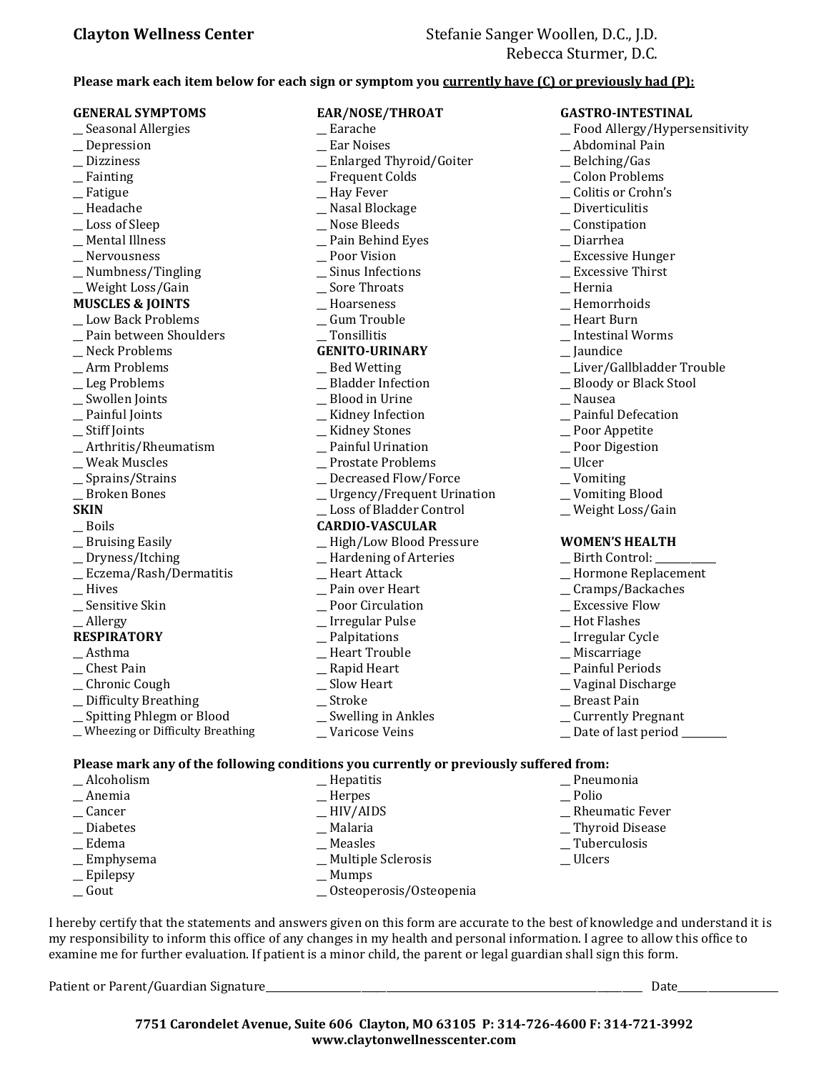**Clayton Wellness Center**

Stefanie Sanger Woollen, D.C., J.D.
Rebecca Sturmer, D.C.

**Please mark each item below for each sign or symptom you currently have (C) or previously had (P):**

**GENERAL SYMPTOMS**
__ Seasonal Allergies
__ Depression
__ Dizziness
__ Fainting
__ Fatigue
__ Headache
__ Loss of Sleep
__ Mental Illness
__ Nervousness
__ Numbness/Tingling
__ Weight Loss/Gain

**MUSCLES & JOINTS**
__ Low Back Problems
__ Pain between Shoulders
__ Neck Problems
__ Arm Problems
__ Leg Problems
__ Swollen Joints
__ Painful Joints
__ Stiff Joints
__ Arthritis/Rheumatism
__ Weak Muscles
__ Sprains/Strains
__ Broken Bones

**SKIN**
__ Boils
__ Bruising Easily
__ Dryness/Itching
__ Eczema/Rash/Dermatitis
__ Hives
__ Sensitive Skin
__ Allergy

**RESPIRATORY**
__ Asthma
__ Chest Pain
__ Chronic Cough
__ Difficulty Breathing
__ Spitting Phlegm or Blood
__ Wheezing or Difficulty Breathing

**EAR/NOSE/THROAT**
__ Earache
__ Ear Noises
__ Enlarged Thyroid/Goiter
__ Frequent Colds
__ Hay Fever
__ Nasal Blockage
__ Nose Bleeds
__ Pain Behind Eyes
__ Poor Vision
__ Sinus Infections
__ Sore Throats
__ Hoarseness
__ Gum Trouble
__ Tonsillitis

**GENITO-URINARY**
__ Bed Wetting
__ Bladder Infection
__ Blood in Urine
__ Kidney Infection
__ Kidney Stones
__ Painful Urination
__ Prostate Problems
__ Decreased Flow/Force
__ Urgency/Frequent Urination
__ Loss of Bladder Control

**CARDIO-VASCULAR**
__ High/Low Blood Pressure
__ Hardening of Arteries
__ Heart Attack
__ Pain over Heart
__ Poor Circulation
__ Irregular Pulse
__ Palpitations
__ Heart Trouble
__ Rapid Heart
__ Slow Heart
__ Stroke
__ Swelling in Ankles
__ Varicose Veins

**GASTRO-INTESTINAL**
__ Food Allergy/Hypersensitivity
__ Abdominal Pain
__ Belching/Gas
__ Colon Problems
__ Colitis or Crohn's
__ Diverticulitis
__ Constipation
__ Diarrhea
__ Excessive Hunger
__ Excessive Thirst
__ Hernia
__ Hemorrhoids
__ Heart Burn
__ Intestinal Worms
__ Jaundice
__ Liver/Gallbladder Trouble
__ Bloody or Black Stool
__ Nausea
__ Painful Defecation
__ Poor Appetite
__ Poor Digestion
__ Ulcer
__ Vomiting
__ Vomiting Blood
__ Weight Loss/Gain

**WOMEN'S HEALTH**
__ Birth Control: ___________
__ Hormone Replacement
__ Cramps/Backaches
__ Excessive Flow
__ Hot Flashes
__ Irregular Cycle
__ Miscarriage
__ Painful Periods
__ Vaginal Discharge
__ Breast Pain
__ Currently Pregnant
__ Date of last period ________

**Please mark any of the following conditions you currently or previously suffered from:**

__ Alcoholism
__ Anemia
__ Cancer
__ Diabetes
__ Edema
__ Emphysema
__ Epilepsy
__ Gout
__ Hepatitis
__ Herpes
__ HIV/AIDS
__ Malaria
__ Measles
__ Multiple Sclerosis
__ Mumps
__ Osteoperosis/Osteopenia
__ Pneumonia
__ Polio
__ Rheumatic Fever
__ Thyroid Disease
__ Tuberculosis
__ Ulcers

I hereby certify that the statements and answers given on this form are accurate to the best of knowledge and understand it is my responsibility to inform this office of any changes in my health and personal information. I agree to allow this office to examine me for further evaluation. If patient is a minor child, the parent or legal guardian shall sign this form.

Patient or Parent/Guardian Signature______________________________________________ Date________________

**7751 Carondelet Avenue, Suite 606 Clayton, MO 63105 P: 314-726-4600 F: 314-721-3992**
**www.claytonwellnesscenter.com**